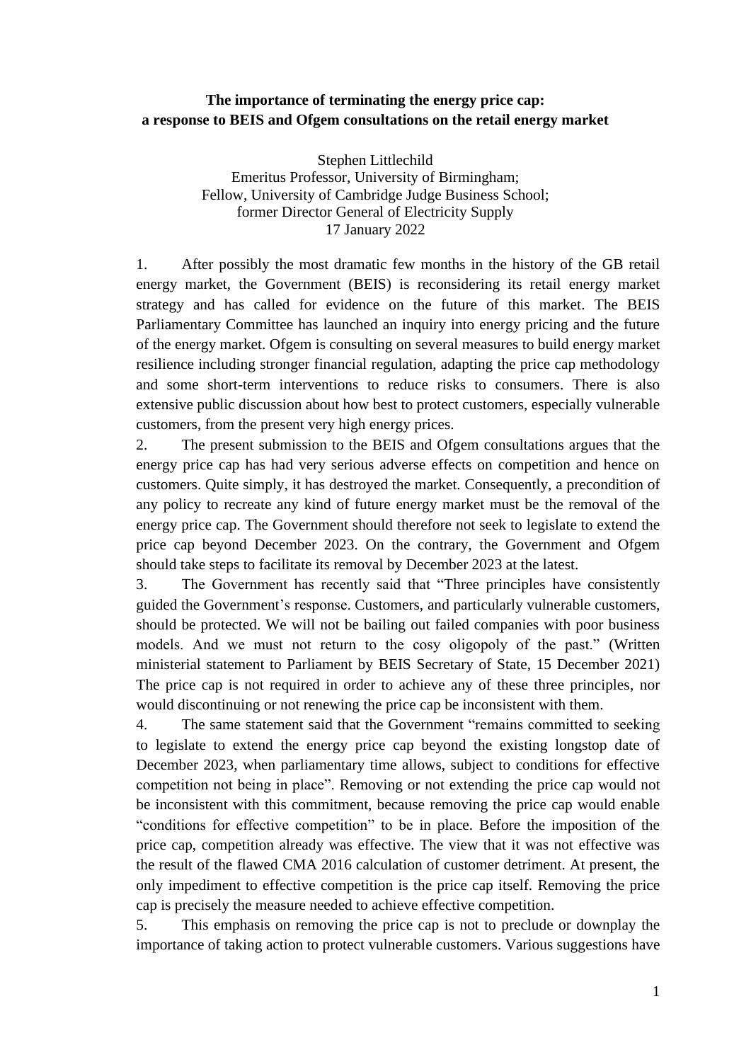**The importance of terminating the energy price cap: a response to BEIS and Ofgem consultations on the retail energy market**

Stephen Littlechild
Emeritus Professor, University of Birmingham;
Fellow, University of Cambridge Judge Business School;
former Director General of Electricity Supply
17 January 2022

1. After possibly the most dramatic few months in the history of the GB retail energy market, the Government (BEIS) is reconsidering its retail energy market strategy and has called for evidence on the future of this market. The BEIS Parliamentary Committee has launched an inquiry into energy pricing and the future of the energy market. Ofgem is consulting on several measures to build energy market resilience including stronger financial regulation, adapting the price cap methodology and some short-term interventions to reduce risks to consumers. There is also extensive public discussion about how best to protect customers, especially vulnerable customers, from the present very high energy prices.

2. The present submission to the BEIS and Ofgem consultations argues that the energy price cap has had very serious adverse effects on competition and hence on customers. Quite simply, it has destroyed the market. Consequently, a precondition of any policy to recreate any kind of future energy market must be the removal of the energy price cap. The Government should therefore not seek to legislate to extend the price cap beyond December 2023. On the contrary, the Government and Ofgem should take steps to facilitate its removal by December 2023 at the latest.

3. The Government has recently said that "Three principles have consistently guided the Government's response. Customers, and particularly vulnerable customers, should be protected. We will not be bailing out failed companies with poor business models. And we must not return to the cosy oligopoly of the past." (Written ministerial statement to Parliament by BEIS Secretary of State, 15 December 2021) The price cap is not required in order to achieve any of these three principles, nor would discontinuing or not renewing the price cap be inconsistent with them.

4. The same statement said that the Government "remains committed to seeking to legislate to extend the energy price cap beyond the existing longstop date of December 2023, when parliamentary time allows, subject to conditions for effective competition not being in place". Removing or not extending the price cap would not be inconsistent with this commitment, because removing the price cap would enable "conditions for effective competition" to be in place. Before the imposition of the price cap, competition already was effective. The view that it was not effective was the result of the flawed CMA 2016 calculation of customer detriment. At present, the only impediment to effective competition is the price cap itself. Removing the price cap is precisely the measure needed to achieve effective competition.

5. This emphasis on removing the price cap is not to preclude or downplay the importance of taking action to protect vulnerable customers. Various suggestions have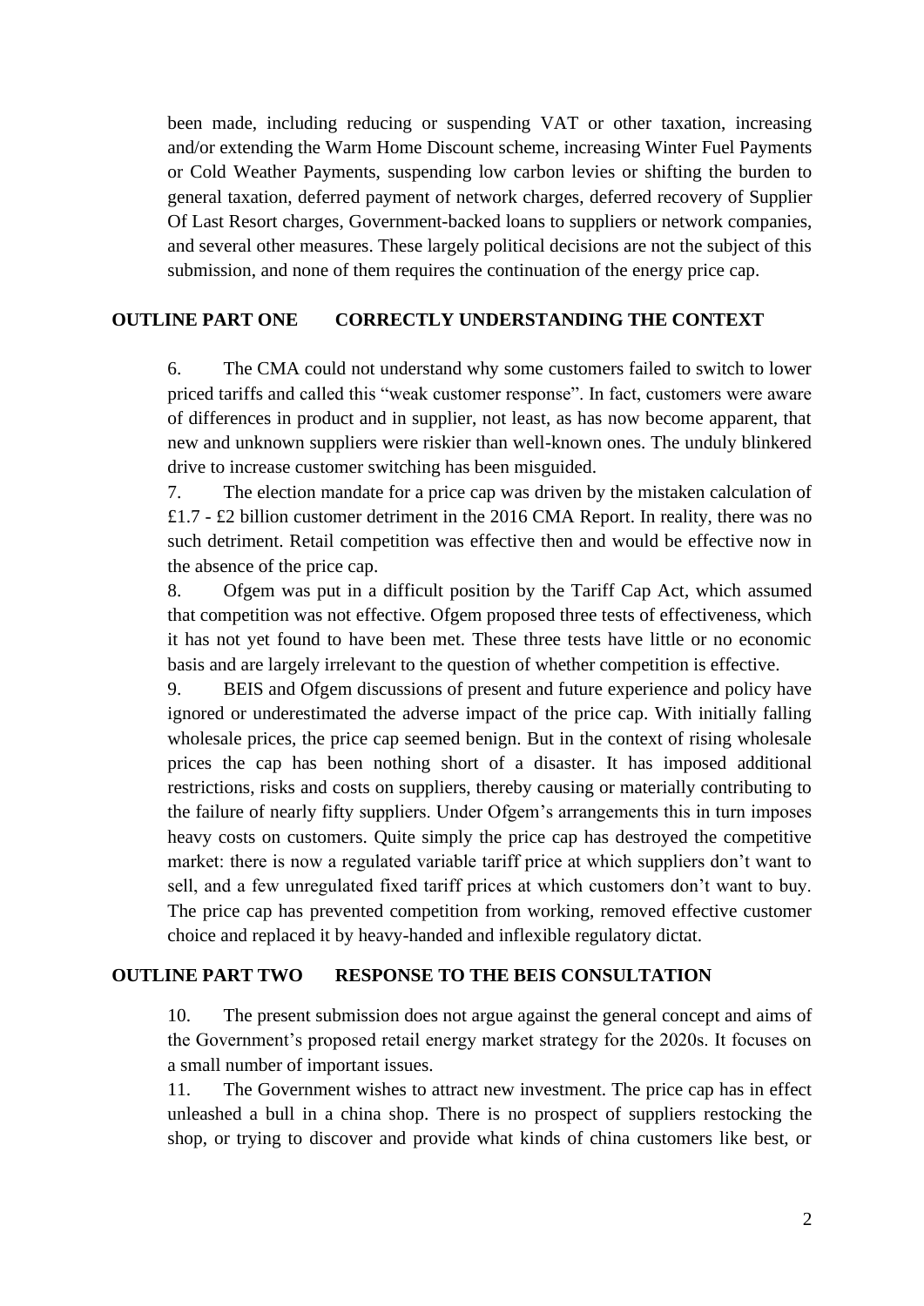been made, including reducing or suspending VAT or other taxation, increasing and/or extending the Warm Home Discount scheme, increasing Winter Fuel Payments or Cold Weather Payments, suspending low carbon levies or shifting the burden to general taxation, deferred payment of network charges, deferred recovery of Supplier Of Last Resort charges, Government-backed loans to suppliers or network companies, and several other measures. These largely political decisions are not the subject of this submission, and none of them requires the continuation of the energy price cap.

## OUTLINE PART ONE CORRECTLY UNDERSTANDING THE CONTEXT

6. The CMA could not understand why some customers failed to switch to lower priced tariffs and called this "weak customer response". In fact, customers were aware of differences in product and in supplier, not least, as has now become apparent, that new and unknown suppliers were riskier than well-known ones. The unduly blinkered drive to increase customer switching has been misguided.

7. The election mandate for a price cap was driven by the mistaken calculation of £1.7 - £2 billion customer detriment in the 2016 CMA Report. In reality, there was no such detriment. Retail competition was effective then and would be effective now in the absence of the price cap.

8. Ofgem was put in a difficult position by the Tariff Cap Act, which assumed that competition was not effective. Ofgem proposed three tests of effectiveness, which it has not yet found to have been met. These three tests have little or no economic basis and are largely irrelevant to the question of whether competition is effective.

9. BEIS and Ofgem discussions of present and future experience and policy have ignored or underestimated the adverse impact of the price cap. With initially falling wholesale prices, the price cap seemed benign. But in the context of rising wholesale prices the cap has been nothing short of a disaster. It has imposed additional restrictions, risks and costs on suppliers, thereby causing or materially contributing to the failure of nearly fifty suppliers. Under Ofgem's arrangements this in turn imposes heavy costs on customers. Quite simply the price cap has destroyed the competitive market: there is now a regulated variable tariff price at which suppliers don't want to sell, and a few unregulated fixed tariff prices at which customers don't want to buy. The price cap has prevented competition from working, removed effective customer choice and replaced it by heavy-handed and inflexible regulatory dictat.

## OUTLINE PART TWO RESPONSE TO THE BEIS CONSULTATION

10. The present submission does not argue against the general concept and aims of the Government's proposed retail energy market strategy for the 2020s. It focuses on a small number of important issues.

11. The Government wishes to attract new investment. The price cap has in effect unleashed a bull in a china shop. There is no prospect of suppliers restocking the shop, or trying to discover and provide what kinds of china customers like best, or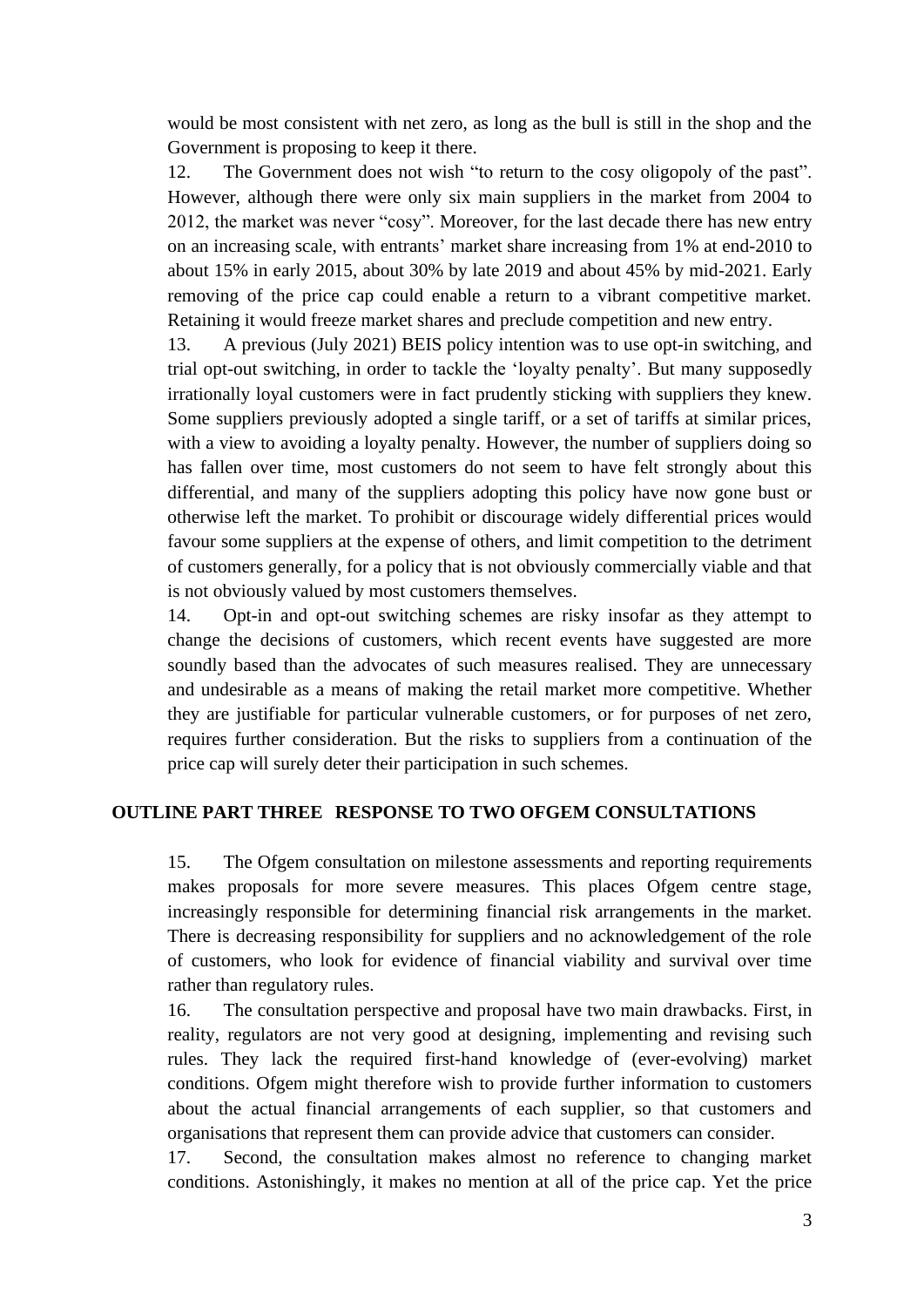would be most consistent with net zero, as long as the bull is still in the shop and the Government is proposing to keep it there.

12. The Government does not wish "to return to the cosy oligopoly of the past". However, although there were only six main suppliers in the market from 2004 to 2012, the market was never "cosy". Moreover, for the last decade there has new entry on an increasing scale, with entrants' market share increasing from 1% at end-2010 to about 15% in early 2015, about 30% by late 2019 and about 45% by mid-2021. Early removing of the price cap could enable a return to a vibrant competitive market. Retaining it would freeze market shares and preclude competition and new entry.

13. A previous (July 2021) BEIS policy intention was to use opt-in switching, and trial opt-out switching, in order to tackle the 'loyalty penalty'. But many supposedly irrationally loyal customers were in fact prudently sticking with suppliers they knew. Some suppliers previously adopted a single tariff, or a set of tariffs at similar prices, with a view to avoiding a loyalty penalty. However, the number of suppliers doing so has fallen over time, most customers do not seem to have felt strongly about this differential, and many of the suppliers adopting this policy have now gone bust or otherwise left the market. To prohibit or discourage widely differential prices would favour some suppliers at the expense of others, and limit competition to the detriment of customers generally, for a policy that is not obviously commercially viable and that is not obviously valued by most customers themselves.

14. Opt-in and opt-out switching schemes are risky insofar as they attempt to change the decisions of customers, which recent events have suggested are more soundly based than the advocates of such measures realised. They are unnecessary and undesirable as a means of making the retail market more competitive. Whether they are justifiable for particular vulnerable customers, or for purposes of net zero, requires further consideration. But the risks to suppliers from a continuation of the price cap will surely deter their participation in such schemes.

## OUTLINE PART THREE RESPONSE TO TWO OFGEM CONSULTATIONS

15. The Ofgem consultation on milestone assessments and reporting requirements makes proposals for more severe measures. This places Ofgem centre stage, increasingly responsible for determining financial risk arrangements in the market. There is decreasing responsibility for suppliers and no acknowledgement of the role of customers, who look for evidence of financial viability and survival over time rather than regulatory rules.

16. The consultation perspective and proposal have two main drawbacks. First, in reality, regulators are not very good at designing, implementing and revising such rules. They lack the required first-hand knowledge of (ever-evolving) market conditions. Ofgem might therefore wish to provide further information to customers about the actual financial arrangements of each supplier, so that customers and organisations that represent them can provide advice that customers can consider.

17. Second, the consultation makes almost no reference to changing market conditions. Astonishingly, it makes no mention at all of the price cap. Yet the price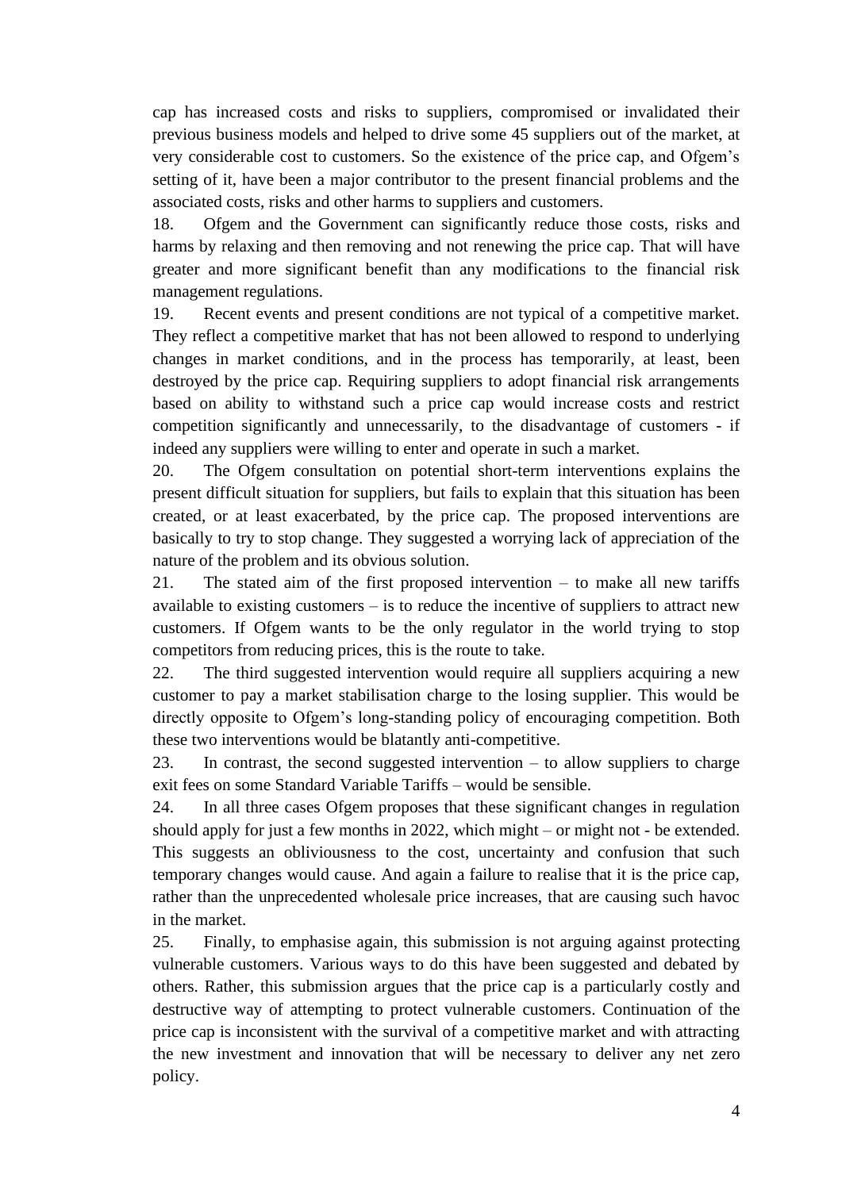cap has increased costs and risks to suppliers, compromised or invalidated their previous business models and helped to drive some 45 suppliers out of the market, at very considerable cost to customers. So the existence of the price cap, and Ofgem's setting of it, have been a major contributor to the present financial problems and the associated costs, risks and other harms to suppliers and customers.

18. Ofgem and the Government can significantly reduce those costs, risks and harms by relaxing and then removing and not renewing the price cap. That will have greater and more significant benefit than any modifications to the financial risk management regulations.

19. Recent events and present conditions are not typical of a competitive market. They reflect a competitive market that has not been allowed to respond to underlying changes in market conditions, and in the process has temporarily, at least, been destroyed by the price cap. Requiring suppliers to adopt financial risk arrangements based on ability to withstand such a price cap would increase costs and restrict competition significantly and unnecessarily, to the disadvantage of customers - if indeed any suppliers were willing to enter and operate in such a market.

20. The Ofgem consultation on potential short-term interventions explains the present difficult situation for suppliers, but fails to explain that this situation has been created, or at least exacerbated, by the price cap. The proposed interventions are basically to try to stop change. They suggested a worrying lack of appreciation of the nature of the problem and its obvious solution.

21. The stated aim of the first proposed intervention – to make all new tariffs available to existing customers – is to reduce the incentive of suppliers to attract new customers. If Ofgem wants to be the only regulator in the world trying to stop competitors from reducing prices, this is the route to take.

22. The third suggested intervention would require all suppliers acquiring a new customer to pay a market stabilisation charge to the losing supplier. This would be directly opposite to Ofgem's long-standing policy of encouraging competition. Both these two interventions would be blatantly anti-competitive.

23. In contrast, the second suggested intervention – to allow suppliers to charge exit fees on some Standard Variable Tariffs – would be sensible.

24. In all three cases Ofgem proposes that these significant changes in regulation should apply for just a few months in 2022, which might – or might not - be extended. This suggests an obliviousness to the cost, uncertainty and confusion that such temporary changes would cause. And again a failure to realise that it is the price cap, rather than the unprecedented wholesale price increases, that are causing such havoc in the market.

25. Finally, to emphasise again, this submission is not arguing against protecting vulnerable customers. Various ways to do this have been suggested and debated by others. Rather, this submission argues that the price cap is a particularly costly and destructive way of attempting to protect vulnerable customers. Continuation of the price cap is inconsistent with the survival of a competitive market and with attracting the new investment and innovation that will be necessary to deliver any net zero policy.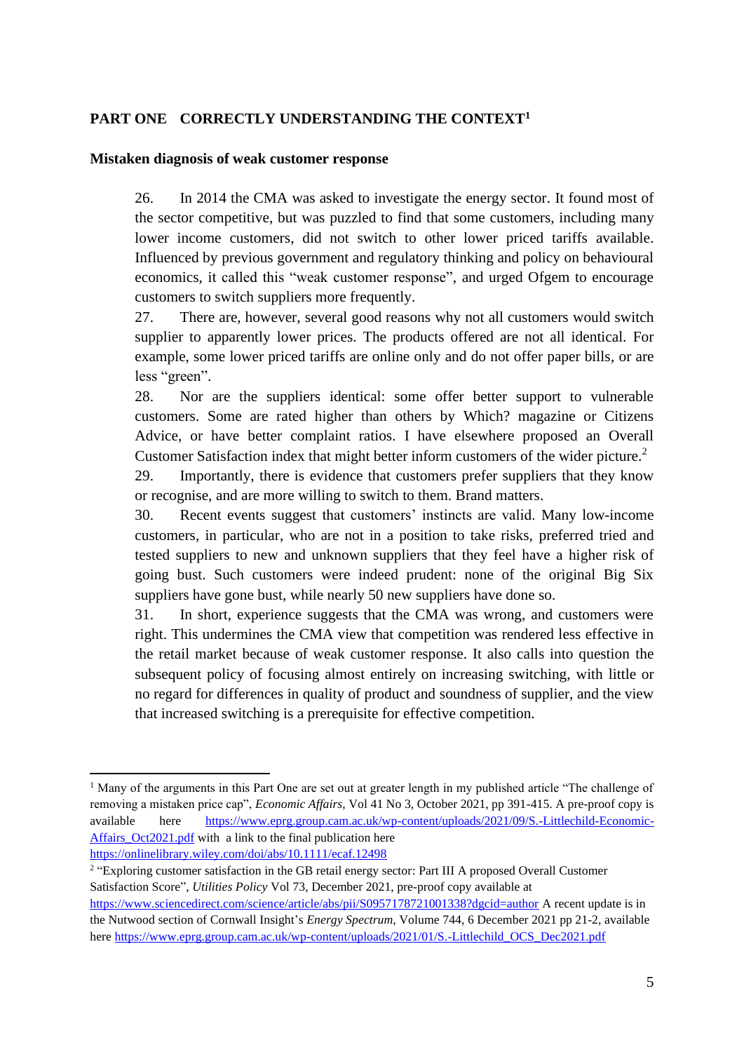## PART ONE CORRECTLY UNDERSTANDING THE CONTEXT[1]

### Mistaken diagnosis of weak customer response

26. In 2014 the CMA was asked to investigate the energy sector. It found most of the sector competitive, but was puzzled to find that some customers, including many lower income customers, did not switch to other lower priced tariffs available. Influenced by previous government and regulatory thinking and policy on behavioural economics, it called this "weak customer response", and urged Ofgem to encourage customers to switch suppliers more frequently.

27. There are, however, several good reasons why not all customers would switch supplier to apparently lower prices. The products offered are not all identical. For example, some lower priced tariffs are online only and do not offer paper bills, or are less "green".

28. Nor are the suppliers identical: some offer better support to vulnerable customers. Some are rated higher than others by Which? magazine or Citizens Advice, or have better complaint ratios. I have elsewhere proposed an Overall Customer Satisfaction index that might better inform customers of the wider picture.[2]

29. Importantly, there is evidence that customers prefer suppliers that they know or recognise, and are more willing to switch to them. Brand matters.

30. Recent events suggest that customers' instincts are valid. Many low-income customers, in particular, who are not in a position to take risks, preferred tried and tested suppliers to new and unknown suppliers that they feel have a higher risk of going bust. Such customers were indeed prudent: none of the original Big Six suppliers have gone bust, while nearly 50 new suppliers have done so.

31. In short, experience suggests that the CMA was wrong, and customers were right. This undermines the CMA view that competition was rendered less effective in the retail market because of weak customer response. It also calls into question the subsequent policy of focusing almost entirely on increasing switching, with little or no regard for differences in quality of product and soundness of supplier, and the view that increased switching is a prerequisite for effective competition.

---

[1] Many of the arguments in this Part One are set out at greater length in my published article "The challenge of removing a mistaken price cap", *Economic Affairs,* Vol 41 No 3, October 2021, pp 391-415. A pre-proof copy is available here https://www.eprg.group.cam.ac.uk/wp-content/uploads/2021/09/S.-Littlechild-Economic-Affairs_Oct2021.pdf with a link to the final publication here https://onlinelibrary.wiley.com/doi/abs/10.1111/ecaf.12498

[2] "Exploring customer satisfaction in the GB retail energy sector: Part III A proposed Overall Customer Satisfaction Score", *Utilities Policy* Vol 73, December 2021, pre-proof copy available at https://www.sciencedirect.com/science/article/abs/pii/S0957178721001338?dgcid=author A recent update is in the Nutwood section of Cornwall Insight's *Energy Spectrum*, Volume 744, 6 December 2021 pp 21-2, available here https://www.eprg.group.cam.ac.uk/wp-content/uploads/2021/01/S.-Littlechild_OCS_Dec2021.pdf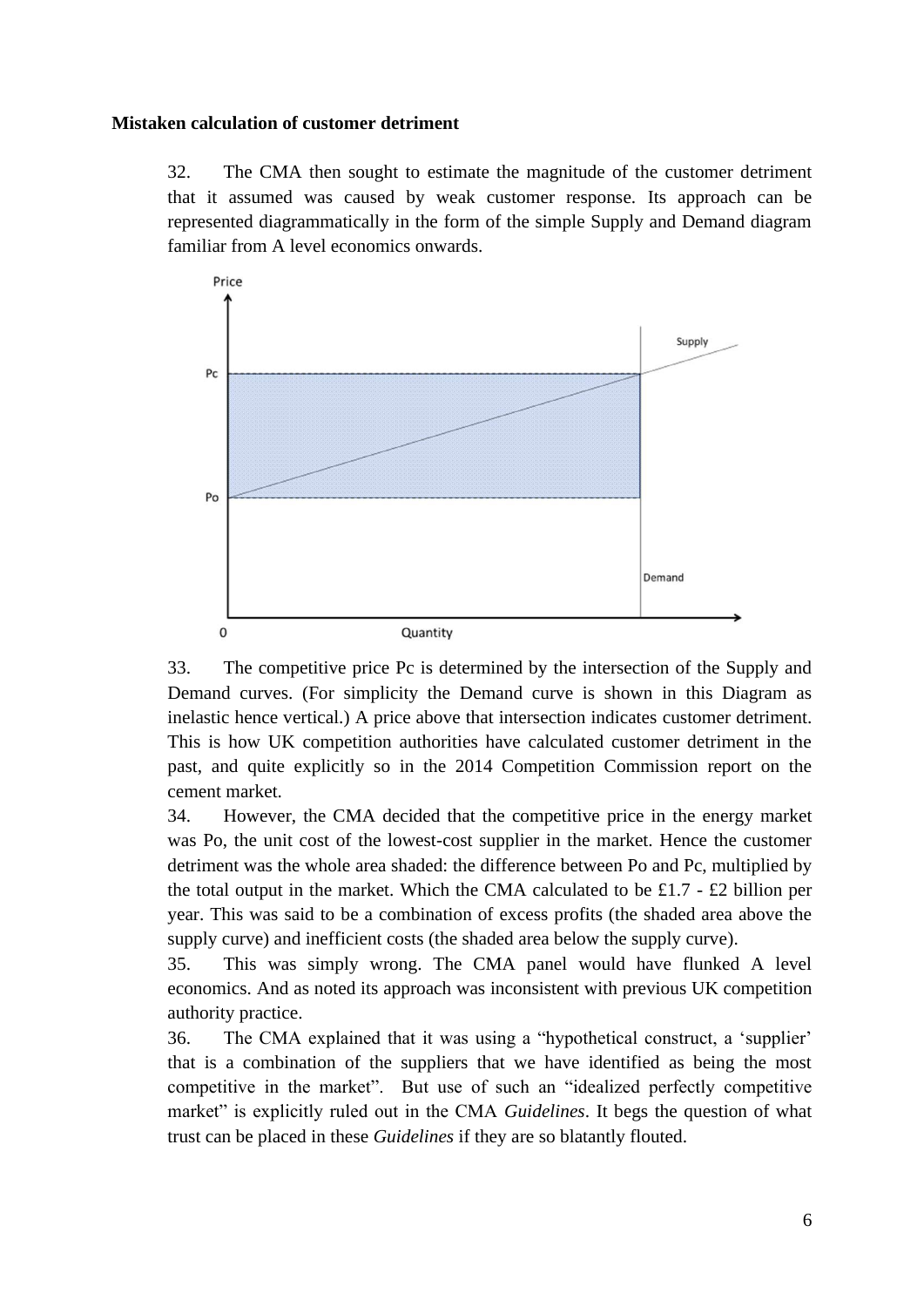**Mistaken calculation of customer detriment**

32. The CMA then sought to estimate the magnitude of the customer detriment that it assumed was caused by weak customer response. Its approach can be represented diagrammatically in the form of the simple Supply and Demand diagram familiar from A level economics onwards.

33. The competitive price Pc is determined by the intersection of the Supply and Demand curves. (For simplicity the Demand curve is shown in this Diagram as inelastic hence vertical.) A price above that intersection indicates customer detriment. This is how UK competition authorities have calculated customer detriment in the past, and quite explicitly so in the 2014 Competition Commission report on the cement market.

34. However, the CMA decided that the competitive price in the energy market was Po, the unit cost of the lowest-cost supplier in the market. Hence the customer detriment was the whole area shaded: the difference between Po and Pc, multiplied by the total output in the market. Which the CMA calculated to be £1.7 - £2 billion per year. This was said to be a combination of excess profits (the shaded area above the supply curve) and inefficient costs (the shaded area below the supply curve).

35. This was simply wrong. The CMA panel would have flunked A level economics. And as noted its approach was inconsistent with previous UK competition authority practice.

36. The CMA explained that it was using a "hypothetical construct, a 'supplier' that is a combination of the suppliers that we have identified as being the most competitive in the market". But use of such an "idealized perfectly competitive market" is explicitly ruled out in the CMA *Guidelines*. It begs the question of what trust can be placed in these *Guidelines* if they are so blatantly flouted.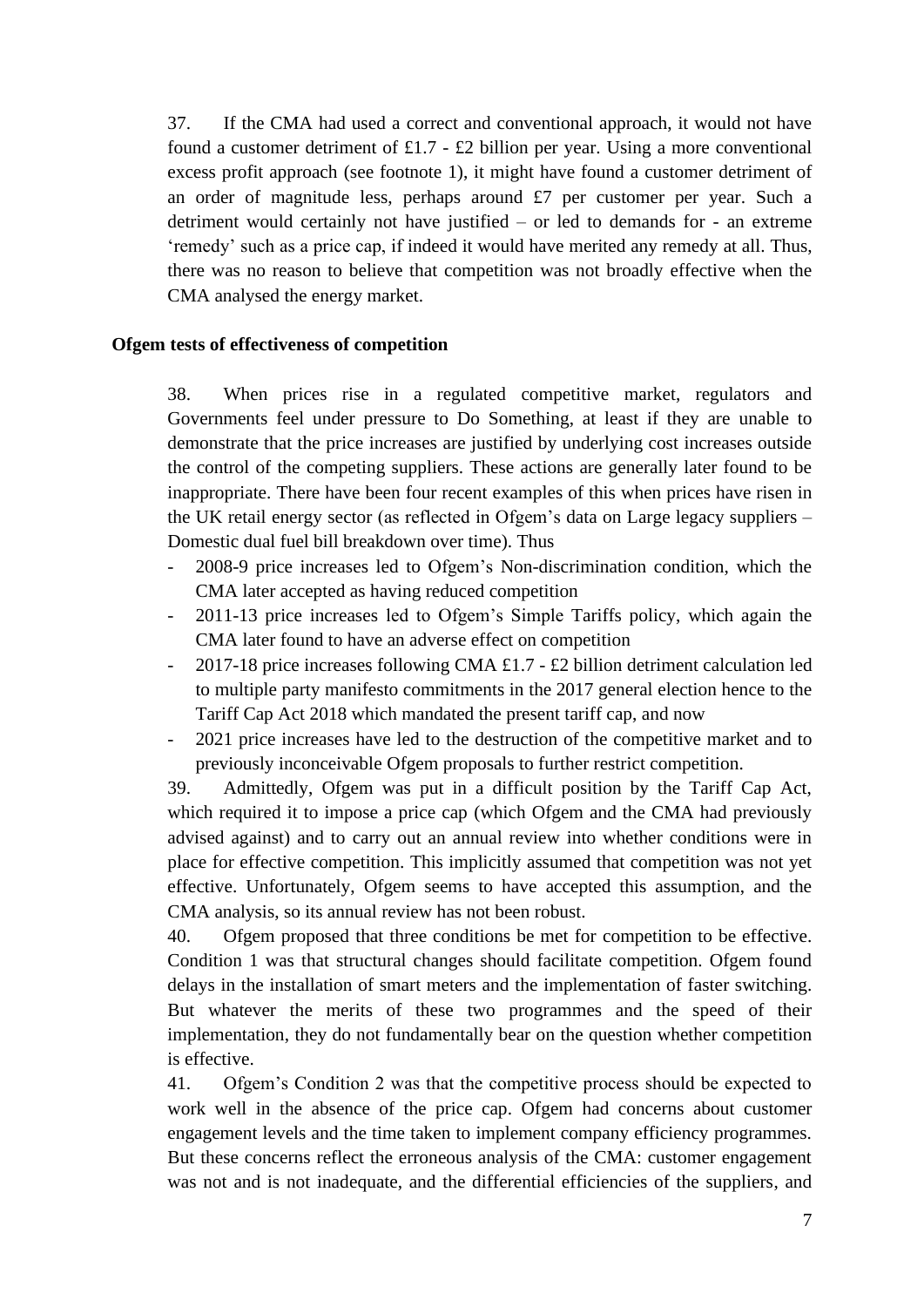37. If the CMA had used a correct and conventional approach, it would not have found a customer detriment of £1.7 - £2 billion per year. Using a more conventional excess profit approach (see footnote 1), it might have found a customer detriment of an order of magnitude less, perhaps around £7 per customer per year. Such a detriment would certainly not have justified – or led to demands for - an extreme 'remedy' such as a price cap, if indeed it would have merited any remedy at all. Thus, there was no reason to believe that competition was not broadly effective when the CMA analysed the energy market.

**Ofgem tests of effectiveness of competition**

38. When prices rise in a regulated competitive market, regulators and Governments feel under pressure to Do Something, at least if they are unable to demonstrate that the price increases are justified by underlying cost increases outside the control of the competing suppliers. These actions are generally later found to be inappropriate. There have been four recent examples of this when prices have risen in the UK retail energy sector (as reflected in Ofgem's data on Large legacy suppliers – Domestic dual fuel bill breakdown over time). Thus

- 2008-9 price increases led to Ofgem's Non-discrimination condition, which the CMA later accepted as having reduced competition
- 2011-13 price increases led to Ofgem's Simple Tariffs policy, which again the CMA later found to have an adverse effect on competition
- 2017-18 price increases following CMA £1.7 - £2 billion detriment calculation led to multiple party manifesto commitments in the 2017 general election hence to the Tariff Cap Act 2018 which mandated the present tariff cap, and now
- 2021 price increases have led to the destruction of the competitive market and to previously inconceivable Ofgem proposals to further restrict competition.

39. Admittedly, Ofgem was put in a difficult position by the Tariff Cap Act, which required it to impose a price cap (which Ofgem and the CMA had previously advised against) and to carry out an annual review into whether conditions were in place for effective competition. This implicitly assumed that competition was not yet effective. Unfortunately, Ofgem seems to have accepted this assumption, and the CMA analysis, so its annual review has not been robust.

40. Ofgem proposed that three conditions be met for competition to be effective. Condition 1 was that structural changes should facilitate competition. Ofgem found delays in the installation of smart meters and the implementation of faster switching. But whatever the merits of these two programmes and the speed of their implementation, they do not fundamentally bear on the question whether competition is effective.

41. Ofgem's Condition 2 was that the competitive process should be expected to work well in the absence of the price cap. Ofgem had concerns about customer engagement levels and the time taken to implement company efficiency programmes. But these concerns reflect the erroneous analysis of the CMA: customer engagement was not and is not inadequate, and the differential efficiencies of the suppliers, and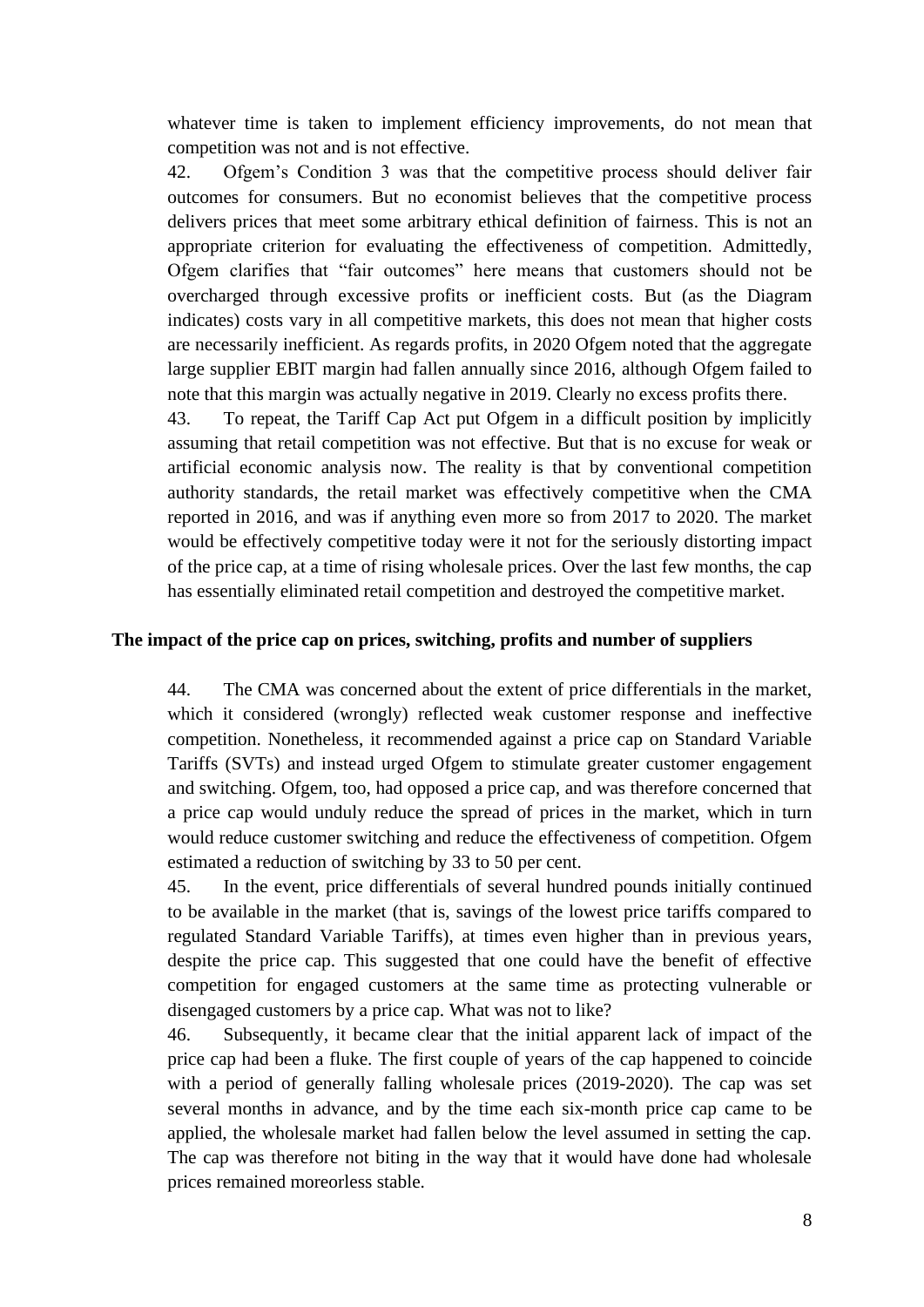whatever time is taken to implement efficiency improvements, do not mean that competition was not and is not effective.

42. Ofgem's Condition 3 was that the competitive process should deliver fair outcomes for consumers. But no economist believes that the competitive process delivers prices that meet some arbitrary ethical definition of fairness. This is not an appropriate criterion for evaluating the effectiveness of competition. Admittedly, Ofgem clarifies that "fair outcomes" here means that customers should not be overcharged through excessive profits or inefficient costs. But (as the Diagram indicates) costs vary in all competitive markets, this does not mean that higher costs are necessarily inefficient. As regards profits, in 2020 Ofgem noted that the aggregate large supplier EBIT margin had fallen annually since 2016, although Ofgem failed to note that this margin was actually negative in 2019. Clearly no excess profits there.

43. To repeat, the Tariff Cap Act put Ofgem in a difficult position by implicitly assuming that retail competition was not effective. But that is no excuse for weak or artificial economic analysis now. The reality is that by conventional competition authority standards, the retail market was effectively competitive when the CMA reported in 2016, and was if anything even more so from 2017 to 2020. The market would be effectively competitive today were it not for the seriously distorting impact of the price cap, at a time of rising wholesale prices. Over the last few months, the cap has essentially eliminated retail competition and destroyed the competitive market.

**The impact of the price cap on prices, switching, profits and number of suppliers**

44. The CMA was concerned about the extent of price differentials in the market, which it considered (wrongly) reflected weak customer response and ineffective competition. Nonetheless, it recommended against a price cap on Standard Variable Tariffs (SVTs) and instead urged Ofgem to stimulate greater customer engagement and switching. Ofgem, too, had opposed a price cap, and was therefore concerned that a price cap would unduly reduce the spread of prices in the market, which in turn would reduce customer switching and reduce the effectiveness of competition. Ofgem estimated a reduction of switching by 33 to 50 per cent.

45. In the event, price differentials of several hundred pounds initially continued to be available in the market (that is, savings of the lowest price tariffs compared to regulated Standard Variable Tariffs), at times even higher than in previous years, despite the price cap. This suggested that one could have the benefit of effective competition for engaged customers at the same time as protecting vulnerable or disengaged customers by a price cap. What was not to like?

46. Subsequently, it became clear that the initial apparent lack of impact of the price cap had been a fluke. The first couple of years of the cap happened to coincide with a period of generally falling wholesale prices (2019-2020). The cap was set several months in advance, and by the time each six-month price cap came to be applied, the wholesale market had fallen below the level assumed in setting the cap. The cap was therefore not biting in the way that it would have done had wholesale prices remained moreorless stable.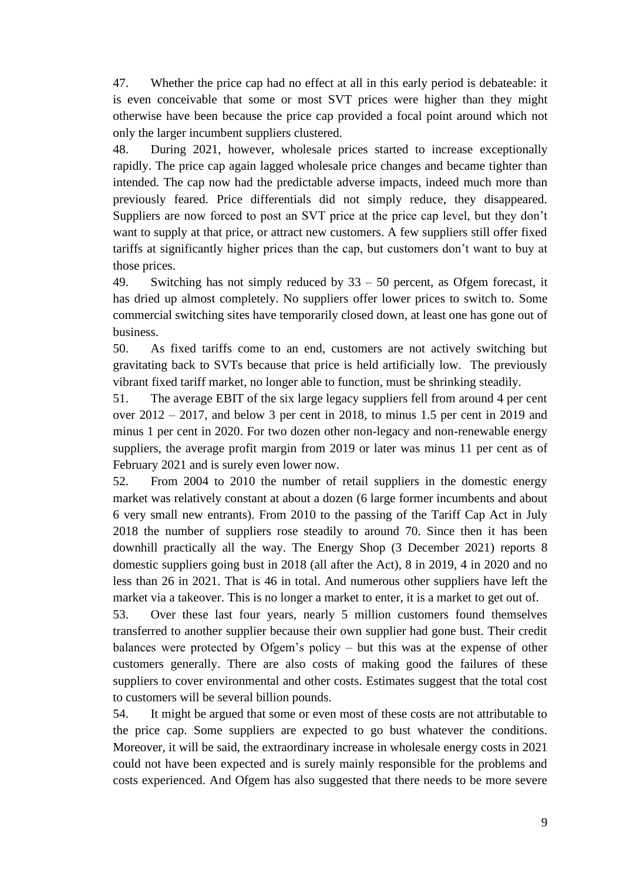47. Whether the price cap had no effect at all in this early period is debateable: it is even conceivable that some or most SVT prices were higher than they might otherwise have been because the price cap provided a focal point around which not only the larger incumbent suppliers clustered.

48. During 2021, however, wholesale prices started to increase exceptionally rapidly. The price cap again lagged wholesale price changes and became tighter than intended. The cap now had the predictable adverse impacts, indeed much more than previously feared. Price differentials did not simply reduce, they disappeared. Suppliers are now forced to post an SVT price at the price cap level, but they don't want to supply at that price, or attract new customers. A few suppliers still offer fixed tariffs at significantly higher prices than the cap, but customers don't want to buy at those prices.

49. Switching has not simply reduced by 33 – 50 percent, as Ofgem forecast, it has dried up almost completely. No suppliers offer lower prices to switch to. Some commercial switching sites have temporarily closed down, at least one has gone out of business.

50. As fixed tariffs come to an end, customers are not actively switching but gravitating back to SVTs because that price is held artificially low. The previously vibrant fixed tariff market, no longer able to function, must be shrinking steadily.

51. The average EBIT of the six large legacy suppliers fell from around 4 per cent over 2012 – 2017, and below 3 per cent in 2018, to minus 1.5 per cent in 2019 and minus 1 per cent in 2020. For two dozen other non-legacy and non-renewable energy suppliers, the average profit margin from 2019 or later was minus 11 per cent as of February 2021 and is surely even lower now.

52. From 2004 to 2010 the number of retail suppliers in the domestic energy market was relatively constant at about a dozen (6 large former incumbents and about 6 very small new entrants). From 2010 to the passing of the Tariff Cap Act in July 2018 the number of suppliers rose steadily to around 70. Since then it has been downhill practically all the way. The Energy Shop (3 December 2021) reports 8 domestic suppliers going bust in 2018 (all after the Act), 8 in 2019, 4 in 2020 and no less than 26 in 2021. That is 46 in total. And numerous other suppliers have left the market via a takeover. This is no longer a market to enter, it is a market to get out of.

53. Over these last four years, nearly 5 million customers found themselves transferred to another supplier because their own supplier had gone bust. Their credit balances were protected by Ofgem's policy – but this was at the expense of other customers generally. There are also costs of making good the failures of these suppliers to cover environmental and other costs. Estimates suggest that the total cost to customers will be several billion pounds.

54. It might be argued that some or even most of these costs are not attributable to the price cap. Some suppliers are expected to go bust whatever the conditions. Moreover, it will be said, the extraordinary increase in wholesale energy costs in 2021 could not have been expected and is surely mainly responsible for the problems and costs experienced. And Ofgem has also suggested that there needs to be more severe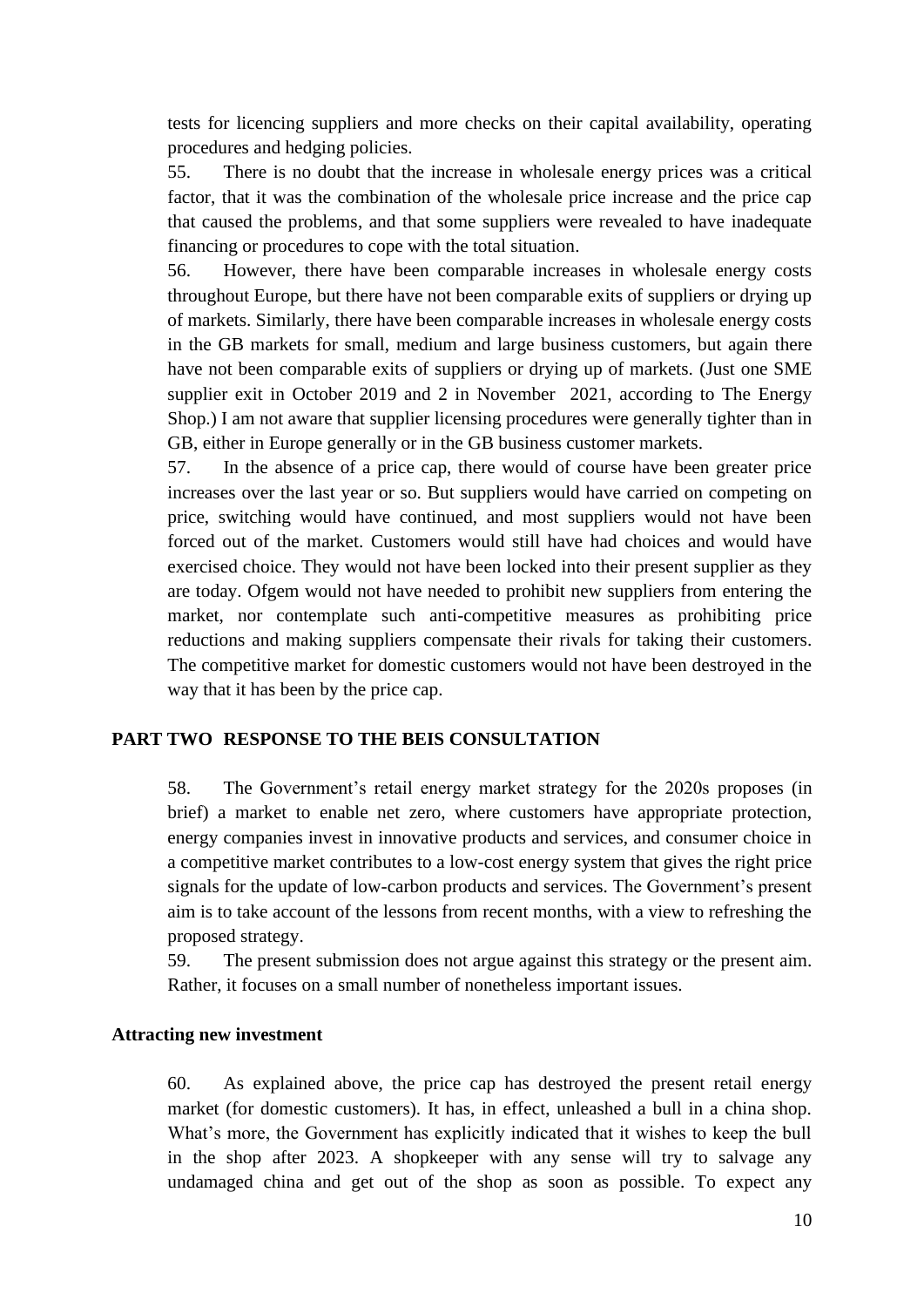tests for licencing suppliers and more checks on their capital availability, operating procedures and hedging policies.

55. There is no doubt that the increase in wholesale energy prices was a critical factor, that it was the combination of the wholesale price increase and the price cap that caused the problems, and that some suppliers were revealed to have inadequate financing or procedures to cope with the total situation.

56. However, there have been comparable increases in wholesale energy costs throughout Europe, but there have not been comparable exits of suppliers or drying up of markets. Similarly, there have been comparable increases in wholesale energy costs in the GB markets for small, medium and large business customers, but again there have not been comparable exits of suppliers or drying up of markets. (Just one SME supplier exit in October 2019 and 2 in November 2021, according to The Energy Shop.) I am not aware that supplier licensing procedures were generally tighter than in GB, either in Europe generally or in the GB business customer markets.

57. In the absence of a price cap, there would of course have been greater price increases over the last year or so. But suppliers would have carried on competing on price, switching would have continued, and most suppliers would not have been forced out of the market. Customers would still have had choices and would have exercised choice. They would not have been locked into their present supplier as they are today. Ofgem would not have needed to prohibit new suppliers from entering the market, nor contemplate such anti-competitive measures as prohibiting price reductions and making suppliers compensate their rivals for taking their customers. The competitive market for domestic customers would not have been destroyed in the way that it has been by the price cap.

## PART TWO RESPONSE TO THE BEIS CONSULTATION

58. The Government's retail energy market strategy for the 2020s proposes (in brief) a market to enable net zero, where customers have appropriate protection, energy companies invest in innovative products and services, and consumer choice in a competitive market contributes to a low-cost energy system that gives the right price signals for the update of low-carbon products and services. The Government's present aim is to take account of the lessons from recent months, with a view to refreshing the proposed strategy.

59. The present submission does not argue against this strategy or the present aim. Rather, it focuses on a small number of nonetheless important issues.

### Attracting new investment

60. As explained above, the price cap has destroyed the present retail energy market (for domestic customers). It has, in effect, unleashed a bull in a china shop. What's more, the Government has explicitly indicated that it wishes to keep the bull in the shop after 2023. A shopkeeper with any sense will try to salvage any undamaged china and get out of the shop as soon as possible. To expect any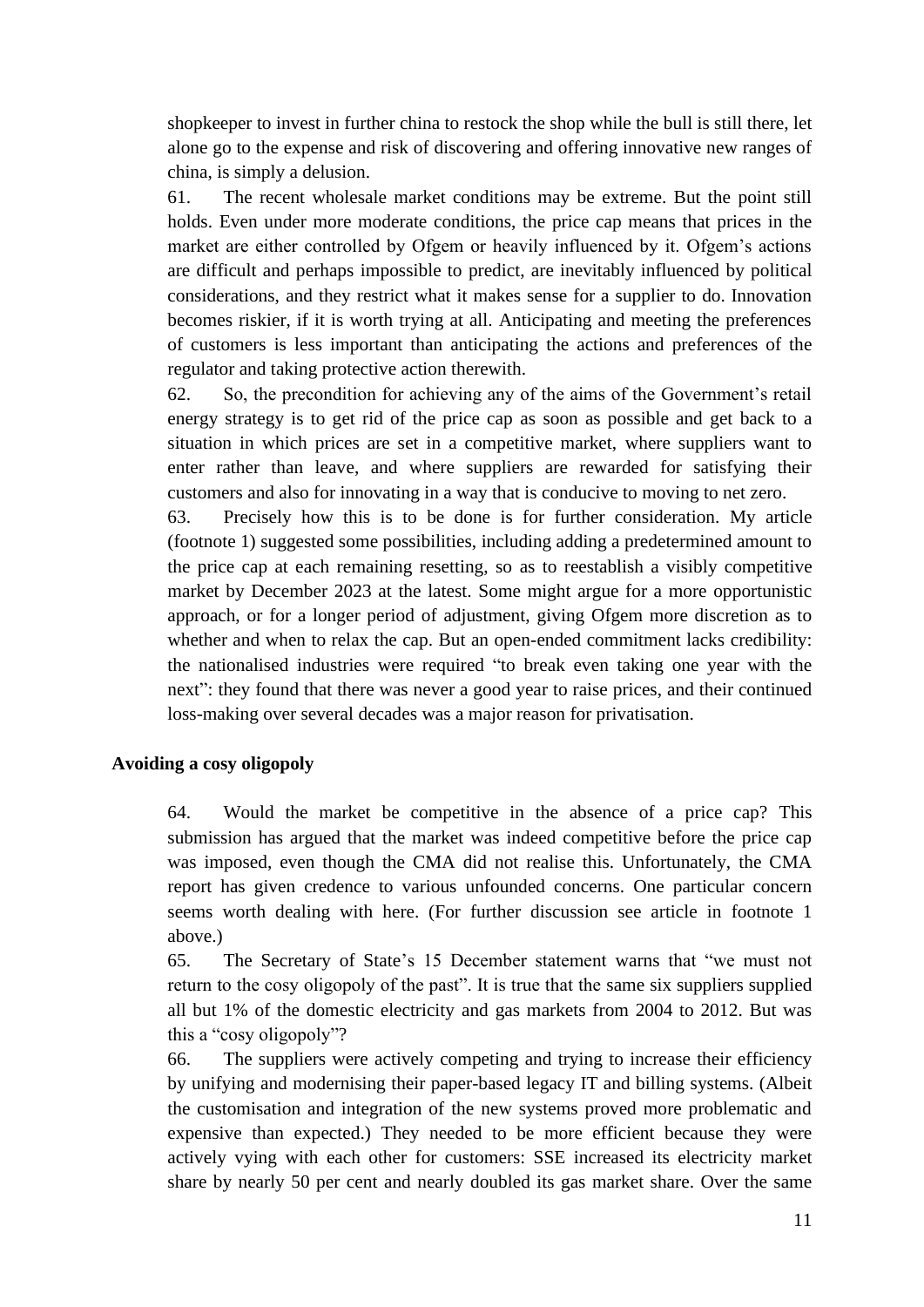shopkeeper to invest in further china to restock the shop while the bull is still there, let alone go to the expense and risk of discovering and offering innovative new ranges of china, is simply a delusion.

61. The recent wholesale market conditions may be extreme. But the point still holds. Even under more moderate conditions, the price cap means that prices in the market are either controlled by Ofgem or heavily influenced by it. Ofgem's actions are difficult and perhaps impossible to predict, are inevitably influenced by political considerations, and they restrict what it makes sense for a supplier to do. Innovation becomes riskier, if it is worth trying at all. Anticipating and meeting the preferences of customers is less important than anticipating the actions and preferences of the regulator and taking protective action therewith.

62. So, the precondition for achieving any of the aims of the Government's retail energy strategy is to get rid of the price cap as soon as possible and get back to a situation in which prices are set in a competitive market, where suppliers want to enter rather than leave, and where suppliers are rewarded for satisfying their customers and also for innovating in a way that is conducive to moving to net zero.

63. Precisely how this is to be done is for further consideration. My article (footnote 1) suggested some possibilities, including adding a predetermined amount to the price cap at each remaining resetting, so as to reestablish a visibly competitive market by December 2023 at the latest. Some might argue for a more opportunistic approach, or for a longer period of adjustment, giving Ofgem more discretion as to whether and when to relax the cap. But an open-ended commitment lacks credibility: the nationalised industries were required "to break even taking one year with the next": they found that there was never a good year to raise prices, and their continued loss-making over several decades was a major reason for privatisation.

**Avoiding a cosy oligopoly**

64. Would the market be competitive in the absence of a price cap? This submission has argued that the market was indeed competitive before the price cap was imposed, even though the CMA did not realise this. Unfortunately, the CMA report has given credence to various unfounded concerns. One particular concern seems worth dealing with here. (For further discussion see article in footnote 1 above.)

65. The Secretary of State's 15 December statement warns that "we must not return to the cosy oligopoly of the past". It is true that the same six suppliers supplied all but 1% of the domestic electricity and gas markets from 2004 to 2012. But was this a "cosy oligopoly"?

66. The suppliers were actively competing and trying to increase their efficiency by unifying and modernising their paper-based legacy IT and billing systems. (Albeit the customisation and integration of the new systems proved more problematic and expensive than expected.) They needed to be more efficient because they were actively vying with each other for customers: SSE increased its electricity market share by nearly 50 per cent and nearly doubled its gas market share. Over the same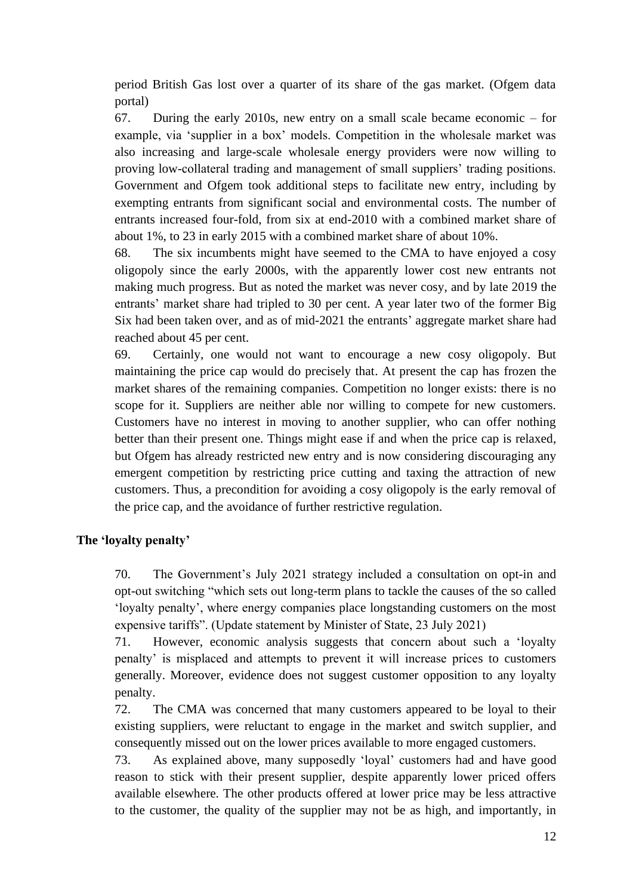period British Gas lost over a quarter of its share of the gas market. (Ofgem data portal)

67. During the early 2010s, new entry on a small scale became economic – for example, via 'supplier in a box' models. Competition in the wholesale market was also increasing and large-scale wholesale energy providers were now willing to proving low-collateral trading and management of small suppliers' trading positions. Government and Ofgem took additional steps to facilitate new entry, including by exempting entrants from significant social and environmental costs. The number of entrants increased four-fold, from six at end-2010 with a combined market share of about 1%, to 23 in early 2015 with a combined market share of about 10%.

68. The six incumbents might have seemed to the CMA to have enjoyed a cosy oligopoly since the early 2000s, with the apparently lower cost new entrants not making much progress. But as noted the market was never cosy, and by late 2019 the entrants' market share had tripled to 30 per cent. A year later two of the former Big Six had been taken over, and as of mid-2021 the entrants' aggregate market share had reached about 45 per cent.

69. Certainly, one would not want to encourage a new cosy oligopoly. But maintaining the price cap would do precisely that. At present the cap has frozen the market shares of the remaining companies. Competition no longer exists: there is no scope for it. Suppliers are neither able nor willing to compete for new customers. Customers have no interest in moving to another supplier, who can offer nothing better than their present one. Things might ease if and when the price cap is relaxed, but Ofgem has already restricted new entry and is now considering discouraging any emergent competition by restricting price cutting and taxing the attraction of new customers. Thus, a precondition for avoiding a cosy oligopoly is the early removal of the price cap, and the avoidance of further restrictive regulation.

## The 'loyalty penalty'

70. The Government's July 2021 strategy included a consultation on opt-in and opt-out switching "which sets out long-term plans to tackle the causes of the so called 'loyalty penalty', where energy companies place longstanding customers on the most expensive tariffs". (Update statement by Minister of State, 23 July 2021)

71. However, economic analysis suggests that concern about such a 'loyalty penalty' is misplaced and attempts to prevent it will increase prices to customers generally. Moreover, evidence does not suggest customer opposition to any loyalty penalty.

72. The CMA was concerned that many customers appeared to be loyal to their existing suppliers, were reluctant to engage in the market and switch supplier, and consequently missed out on the lower prices available to more engaged customers.

73. As explained above, many supposedly 'loyal' customers had and have good reason to stick with their present supplier, despite apparently lower priced offers available elsewhere. The other products offered at lower price may be less attractive to the customer, the quality of the supplier may not be as high, and importantly, in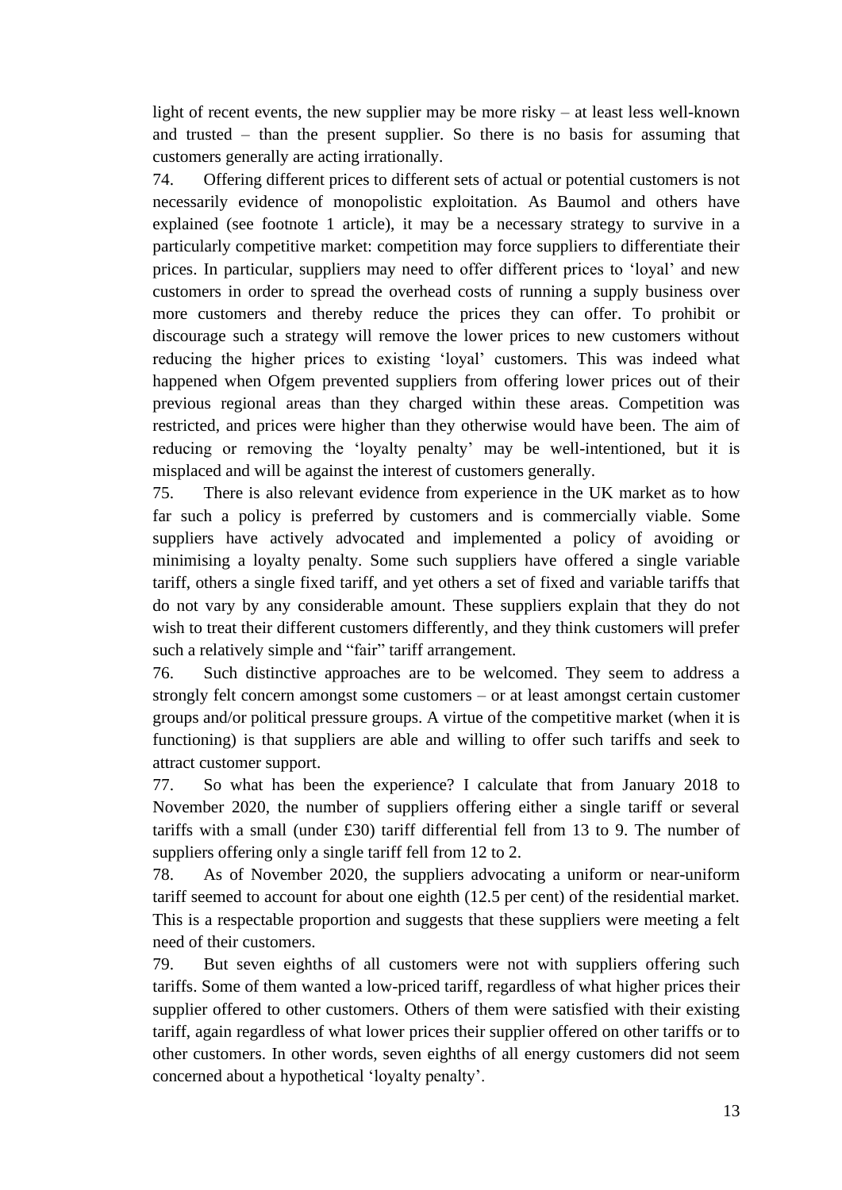light of recent events, the new supplier may be more risky – at least less well-known and trusted – than the present supplier. So there is no basis for assuming that customers generally are acting irrationally.

74. Offering different prices to different sets of actual or potential customers is not necessarily evidence of monopolistic exploitation. As Baumol and others have explained (see footnote 1 article), it may be a necessary strategy to survive in a particularly competitive market: competition may force suppliers to differentiate their prices. In particular, suppliers may need to offer different prices to 'loyal' and new customers in order to spread the overhead costs of running a supply business over more customers and thereby reduce the prices they can offer. To prohibit or discourage such a strategy will remove the lower prices to new customers without reducing the higher prices to existing 'loyal' customers. This was indeed what happened when Ofgem prevented suppliers from offering lower prices out of their previous regional areas than they charged within these areas. Competition was restricted, and prices were higher than they otherwise would have been. The aim of reducing or removing the 'loyalty penalty' may be well-intentioned, but it is misplaced and will be against the interest of customers generally.

75. There is also relevant evidence from experience in the UK market as to how far such a policy is preferred by customers and is commercially viable. Some suppliers have actively advocated and implemented a policy of avoiding or minimising a loyalty penalty. Some such suppliers have offered a single variable tariff, others a single fixed tariff, and yet others a set of fixed and variable tariffs that do not vary by any considerable amount. These suppliers explain that they do not wish to treat their different customers differently, and they think customers will prefer such a relatively simple and "fair" tariff arrangement.

76. Such distinctive approaches are to be welcomed. They seem to address a strongly felt concern amongst some customers – or at least amongst certain customer groups and/or political pressure groups. A virtue of the competitive market (when it is functioning) is that suppliers are able and willing to offer such tariffs and seek to attract customer support.

77. So what has been the experience? I calculate that from January 2018 to November 2020, the number of suppliers offering either a single tariff or several tariffs with a small (under £30) tariff differential fell from 13 to 9. The number of suppliers offering only a single tariff fell from 12 to 2.

78. As of November 2020, the suppliers advocating a uniform or near-uniform tariff seemed to account for about one eighth (12.5 per cent) of the residential market. This is a respectable proportion and suggests that these suppliers were meeting a felt need of their customers.

79. But seven eighths of all customers were not with suppliers offering such tariffs. Some of them wanted a low-priced tariff, regardless of what higher prices their supplier offered to other customers. Others of them were satisfied with their existing tariff, again regardless of what lower prices their supplier offered on other tariffs or to other customers. In other words, seven eighths of all energy customers did not seem concerned about a hypothetical 'loyalty penalty'.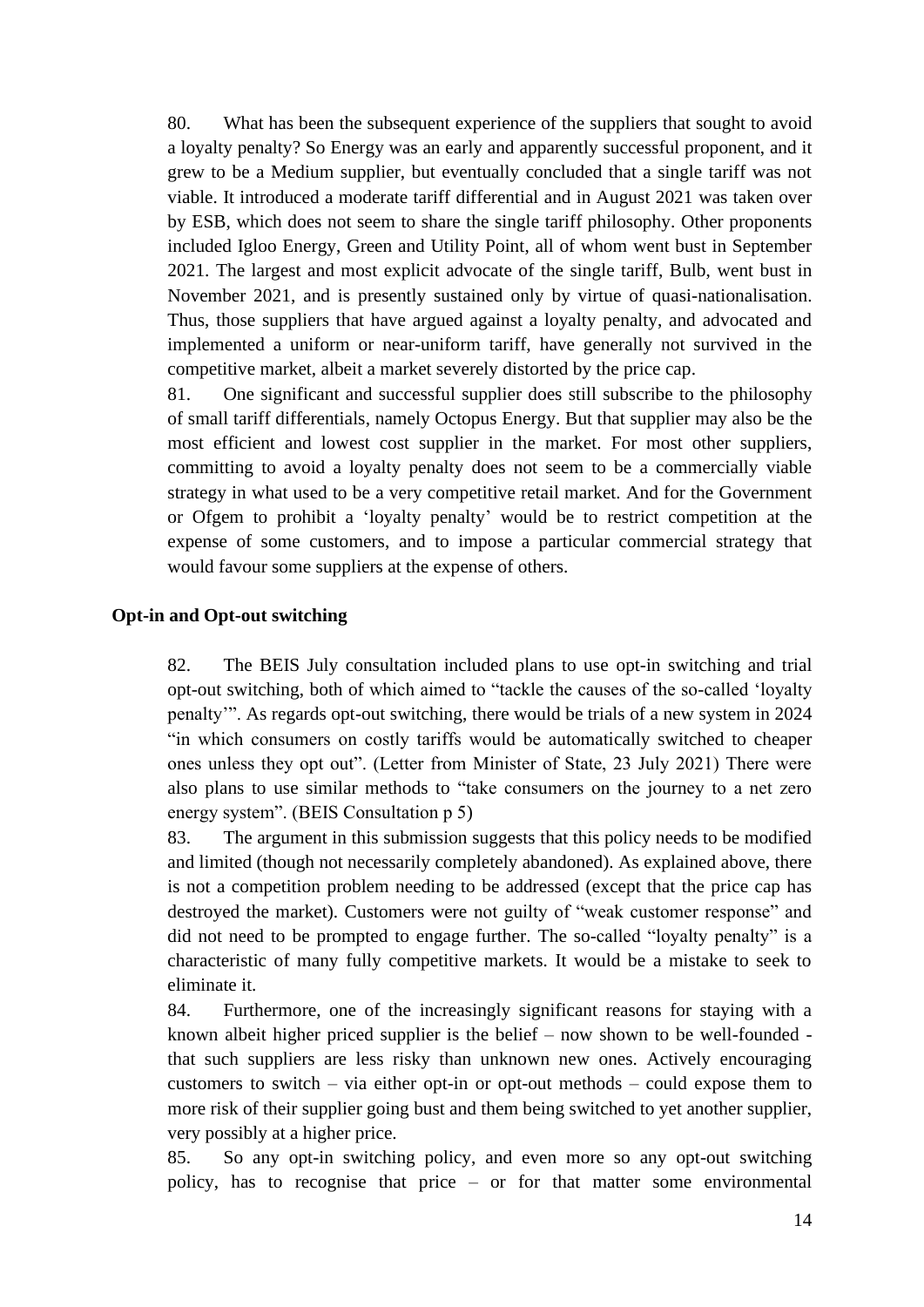80. What has been the subsequent experience of the suppliers that sought to avoid a loyalty penalty? So Energy was an early and apparently successful proponent, and it grew to be a Medium supplier, but eventually concluded that a single tariff was not viable. It introduced a moderate tariff differential and in August 2021 was taken over by ESB, which does not seem to share the single tariff philosophy. Other proponents included Igloo Energy, Green and Utility Point, all of whom went bust in September 2021. The largest and most explicit advocate of the single tariff, Bulb, went bust in November 2021, and is presently sustained only by virtue of quasi-nationalisation. Thus, those suppliers that have argued against a loyalty penalty, and advocated and implemented a uniform or near-uniform tariff, have generally not survived in the competitive market, albeit a market severely distorted by the price cap.

81. One significant and successful supplier does still subscribe to the philosophy of small tariff differentials, namely Octopus Energy. But that supplier may also be the most efficient and lowest cost supplier in the market. For most other suppliers, committing to avoid a loyalty penalty does not seem to be a commercially viable strategy in what used to be a very competitive retail market. And for the Government or Ofgem to prohibit a 'loyalty penalty' would be to restrict competition at the expense of some customers, and to impose a particular commercial strategy that would favour some suppliers at the expense of others.

**Opt-in and Opt-out switching**

82. The BEIS July consultation included plans to use opt-in switching and trial opt-out switching, both of which aimed to "tackle the causes of the so-called 'loyalty penalty'". As regards opt-out switching, there would be trials of a new system in 2024 "in which consumers on costly tariffs would be automatically switched to cheaper ones unless they opt out". (Letter from Minister of State, 23 July 2021) There were also plans to use similar methods to "take consumers on the journey to a net zero energy system". (BEIS Consultation p 5)

83. The argument in this submission suggests that this policy needs to be modified and limited (though not necessarily completely abandoned). As explained above, there is not a competition problem needing to be addressed (except that the price cap has destroyed the market). Customers were not guilty of "weak customer response" and did not need to be prompted to engage further. The so-called "loyalty penalty" is a characteristic of many fully competitive markets. It would be a mistake to seek to eliminate it.

84. Furthermore, one of the increasingly significant reasons for staying with a known albeit higher priced supplier is the belief – now shown to be well-founded - that such suppliers are less risky than unknown new ones. Actively encouraging customers to switch – via either opt-in or opt-out methods – could expose them to more risk of their supplier going bust and them being switched to yet another supplier, very possibly at a higher price.

85. So any opt-in switching policy, and even more so any opt-out switching policy, has to recognise that price – or for that matter some environmental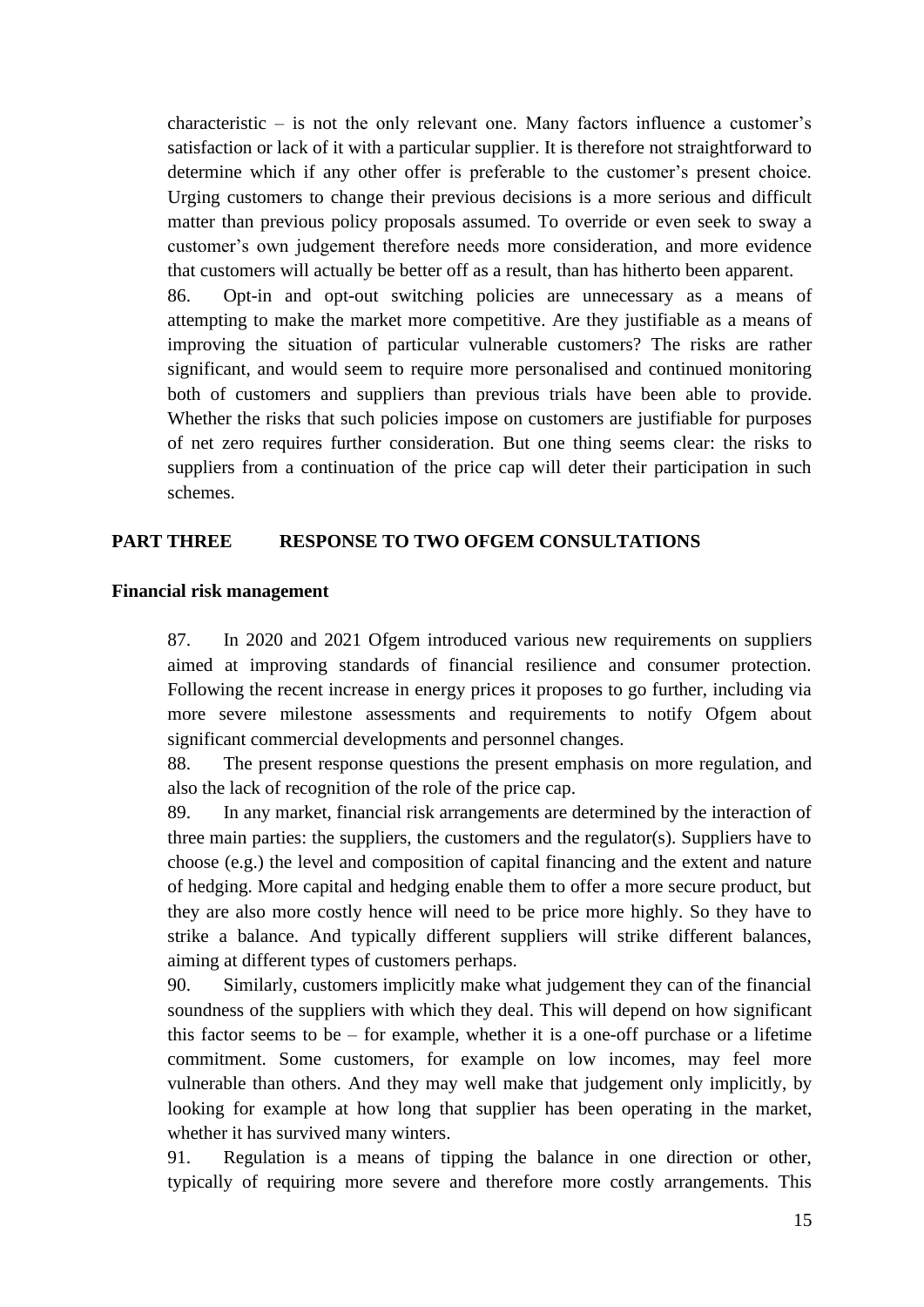characteristic – is not the only relevant one. Many factors influence a customer's satisfaction or lack of it with a particular supplier. It is therefore not straightforward to determine which if any other offer is preferable to the customer's present choice. Urging customers to change their previous decisions is a more serious and difficult matter than previous policy proposals assumed. To override or even seek to sway a customer's own judgement therefore needs more consideration, and more evidence that customers will actually be better off as a result, than has hitherto been apparent.

86. Opt-in and opt-out switching policies are unnecessary as a means of attempting to make the market more competitive. Are they justifiable as a means of improving the situation of particular vulnerable customers? The risks are rather significant, and would seem to require more personalised and continued monitoring both of customers and suppliers than previous trials have been able to provide. Whether the risks that such policies impose on customers are justifiable for purposes of net zero requires further consideration. But one thing seems clear: the risks to suppliers from a continuation of the price cap will deter their participation in such schemes.

## PART THREE RESPONSE TO TWO OFGEM CONSULTATIONS

### Financial risk management

87. In 2020 and 2021 Ofgem introduced various new requirements on suppliers aimed at improving standards of financial resilience and consumer protection. Following the recent increase in energy prices it proposes to go further, including via more severe milestone assessments and requirements to notify Ofgem about significant commercial developments and personnel changes.

88. The present response questions the present emphasis on more regulation, and also the lack of recognition of the role of the price cap.

89. In any market, financial risk arrangements are determined by the interaction of three main parties: the suppliers, the customers and the regulator(s). Suppliers have to choose (e.g.) the level and composition of capital financing and the extent and nature of hedging. More capital and hedging enable them to offer a more secure product, but they are also more costly hence will need to be price more highly. So they have to strike a balance. And typically different suppliers will strike different balances, aiming at different types of customers perhaps.

90. Similarly, customers implicitly make what judgement they can of the financial soundness of the suppliers with which they deal. This will depend on how significant this factor seems to be – for example, whether it is a one-off purchase or a lifetime commitment. Some customers, for example on low incomes, may feel more vulnerable than others. And they may well make that judgement only implicitly, by looking for example at how long that supplier has been operating in the market, whether it has survived many winters.

91. Regulation is a means of tipping the balance in one direction or other, typically of requiring more severe and therefore more costly arrangements. This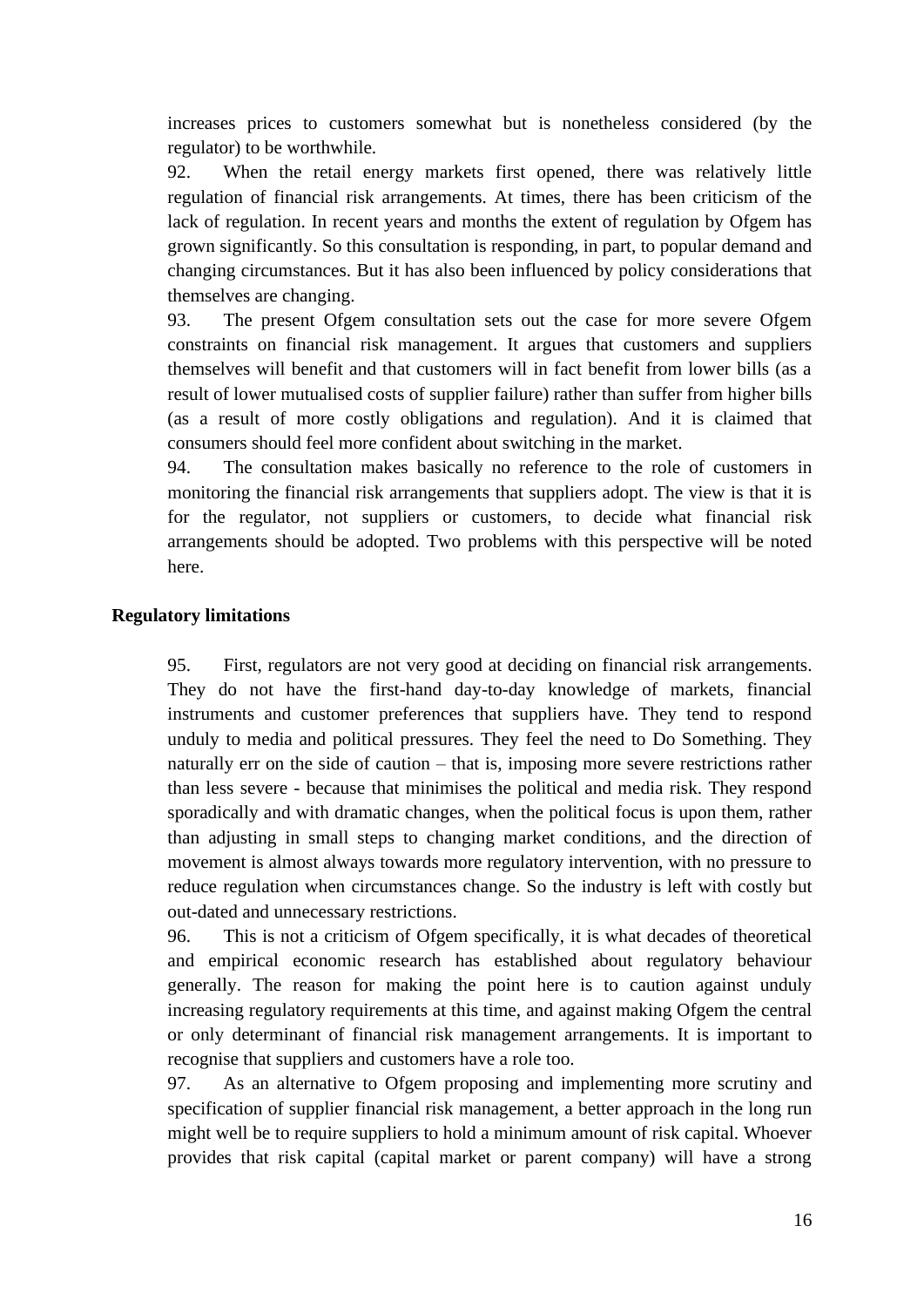increases prices to customers somewhat but is nonetheless considered (by the regulator) to be worthwhile.

92. When the retail energy markets first opened, there was relatively little regulation of financial risk arrangements. At times, there has been criticism of the lack of regulation. In recent years and months the extent of regulation by Ofgem has grown significantly. So this consultation is responding, in part, to popular demand and changing circumstances. But it has also been influenced by policy considerations that themselves are changing.

93. The present Ofgem consultation sets out the case for more severe Ofgem constraints on financial risk management. It argues that customers and suppliers themselves will benefit and that customers will in fact benefit from lower bills (as a result of lower mutualised costs of supplier failure) rather than suffer from higher bills (as a result of more costly obligations and regulation). And it is claimed that consumers should feel more confident about switching in the market.

94. The consultation makes basically no reference to the role of customers in monitoring the financial risk arrangements that suppliers adopt. The view is that it is for the regulator, not suppliers or customers, to decide what financial risk arrangements should be adopted. Two problems with this perspective will be noted here.

**Regulatory limitations**

95. First, regulators are not very good at deciding on financial risk arrangements. They do not have the first-hand day-to-day knowledge of markets, financial instruments and customer preferences that suppliers have. They tend to respond unduly to media and political pressures. They feel the need to Do Something. They naturally err on the side of caution – that is, imposing more severe restrictions rather than less severe - because that minimises the political and media risk. They respond sporadically and with dramatic changes, when the political focus is upon them, rather than adjusting in small steps to changing market conditions, and the direction of movement is almost always towards more regulatory intervention, with no pressure to reduce regulation when circumstances change. So the industry is left with costly but out-dated and unnecessary restrictions.

96. This is not a criticism of Ofgem specifically, it is what decades of theoretical and empirical economic research has established about regulatory behaviour generally. The reason for making the point here is to caution against unduly increasing regulatory requirements at this time, and against making Ofgem the central or only determinant of financial risk management arrangements. It is important to recognise that suppliers and customers have a role too.

97. As an alternative to Ofgem proposing and implementing more scrutiny and specification of supplier financial risk management, a better approach in the long run might well be to require suppliers to hold a minimum amount of risk capital. Whoever provides that risk capital (capital market or parent company) will have a strong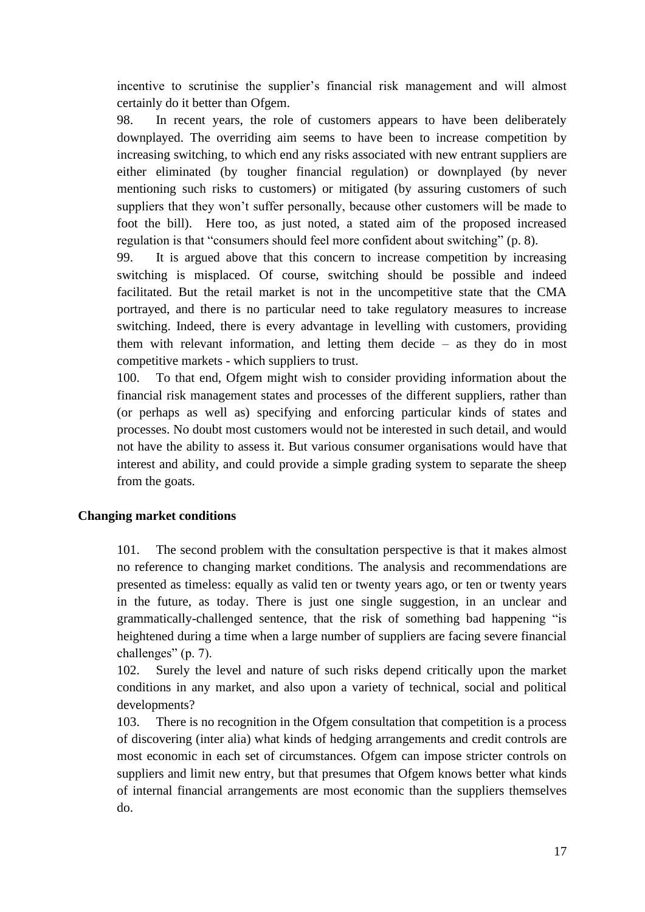incentive to scrutinise the supplier's financial risk management and will almost certainly do it better than Ofgem.

98. In recent years, the role of customers appears to have been deliberately downplayed. The overriding aim seems to have been to increase competition by increasing switching, to which end any risks associated with new entrant suppliers are either eliminated (by tougher financial regulation) or downplayed (by never mentioning such risks to customers) or mitigated (by assuring customers of such suppliers that they won't suffer personally, because other customers will be made to foot the bill). Here too, as just noted, a stated aim of the proposed increased regulation is that "consumers should feel more confident about switching" (p. 8).

99. It is argued above that this concern to increase competition by increasing switching is misplaced. Of course, switching should be possible and indeed facilitated. But the retail market is not in the uncompetitive state that the CMA portrayed, and there is no particular need to take regulatory measures to increase switching. Indeed, there is every advantage in levelling with customers, providing them with relevant information, and letting them decide – as they do in most competitive markets - which suppliers to trust.

100. To that end, Ofgem might wish to consider providing information about the financial risk management states and processes of the different suppliers, rather than (or perhaps as well as) specifying and enforcing particular kinds of states and processes. No doubt most customers would not be interested in such detail, and would not have the ability to assess it. But various consumer organisations would have that interest and ability, and could provide a simple grading system to separate the sheep from the goats.

### Changing market conditions

101. The second problem with the consultation perspective is that it makes almost no reference to changing market conditions. The analysis and recommendations are presented as timeless: equally as valid ten or twenty years ago, or ten or twenty years in the future, as today. There is just one single suggestion, in an unclear and grammatically-challenged sentence, that the risk of something bad happening "is heightened during a time when a large number of suppliers are facing severe financial challenges" (p. 7).

102. Surely the level and nature of such risks depend critically upon the market conditions in any market, and also upon a variety of technical, social and political developments?

103. There is no recognition in the Ofgem consultation that competition is a process of discovering (inter alia) what kinds of hedging arrangements and credit controls are most economic in each set of circumstances. Ofgem can impose stricter controls on suppliers and limit new entry, but that presumes that Ofgem knows better what kinds of internal financial arrangements are most economic than the suppliers themselves do.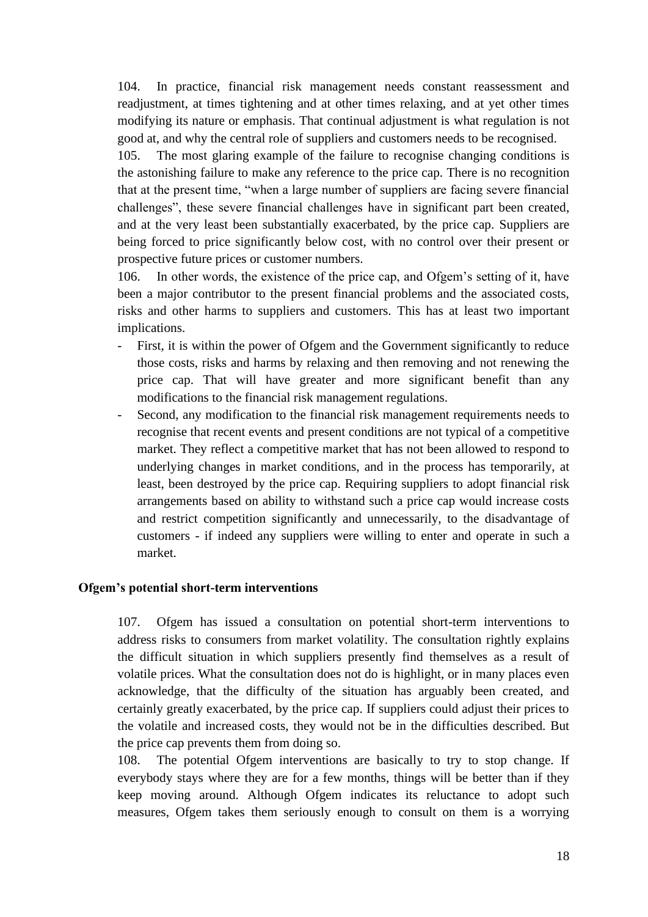104. In practice, financial risk management needs constant reassessment and readjustment, at times tightening and at other times relaxing, and at yet other times modifying its nature or emphasis. That continual adjustment is what regulation is not good at, and why the central role of suppliers and customers needs to be recognised.

105. The most glaring example of the failure to recognise changing conditions is the astonishing failure to make any reference to the price cap. There is no recognition that at the present time, "when a large number of suppliers are facing severe financial challenges", these severe financial challenges have in significant part been created, and at the very least been substantially exacerbated, by the price cap. Suppliers are being forced to price significantly below cost, with no control over their present or prospective future prices or customer numbers.

106. In other words, the existence of the price cap, and Ofgem's setting of it, have been a major contributor to the present financial problems and the associated costs, risks and other harms to suppliers and customers. This has at least two important implications.

- First, it is within the power of Ofgem and the Government significantly to reduce those costs, risks and harms by relaxing and then removing and not renewing the price cap. That will have greater and more significant benefit than any modifications to the financial risk management regulations.
- Second, any modification to the financial risk management requirements needs to recognise that recent events and present conditions are not typical of a competitive market. They reflect a competitive market that has not been allowed to respond to underlying changes in market conditions, and in the process has temporarily, at least, been destroyed by the price cap. Requiring suppliers to adopt financial risk arrangements based on ability to withstand such a price cap would increase costs and restrict competition significantly and unnecessarily, to the disadvantage of customers - if indeed any suppliers were willing to enter and operate in such a market.

**Ofgem's potential short-term interventions**

107. Ofgem has issued a consultation on potential short-term interventions to address risks to consumers from market volatility. The consultation rightly explains the difficult situation in which suppliers presently find themselves as a result of volatile prices. What the consultation does not do is highlight, or in many places even acknowledge, that the difficulty of the situation has arguably been created, and certainly greatly exacerbated, by the price cap. If suppliers could adjust their prices to the volatile and increased costs, they would not be in the difficulties described. But the price cap prevents them from doing so.

108. The potential Ofgem interventions are basically to try to stop change. If everybody stays where they are for a few months, things will be better than if they keep moving around. Although Ofgem indicates its reluctance to adopt such measures, Ofgem takes them seriously enough to consult on them is a worrying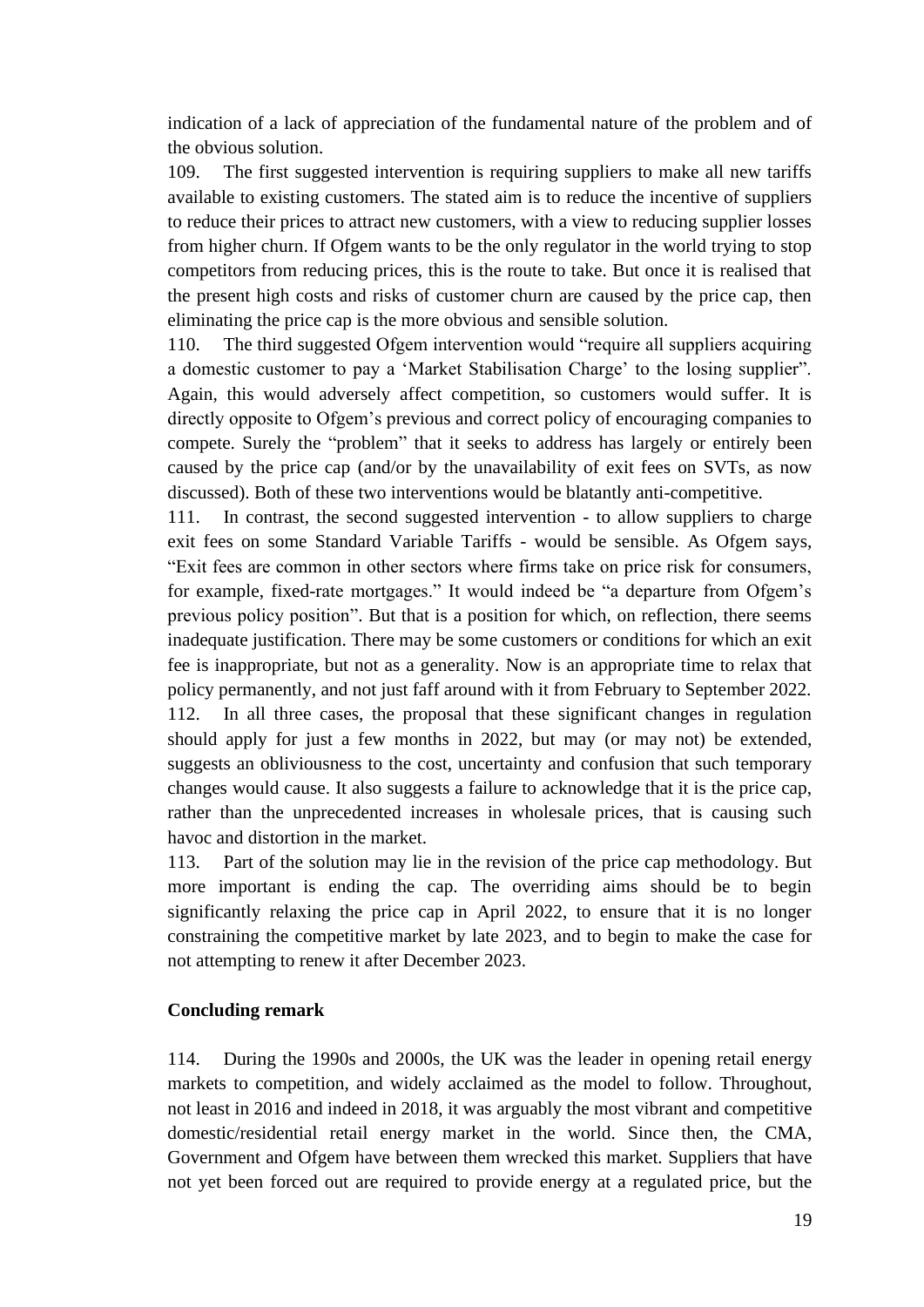indication of a lack of appreciation of the fundamental nature of the problem and of the obvious solution.

109. The first suggested intervention is requiring suppliers to make all new tariffs available to existing customers. The stated aim is to reduce the incentive of suppliers to reduce their prices to attract new customers, with a view to reducing supplier losses from higher churn. If Ofgem wants to be the only regulator in the world trying to stop competitors from reducing prices, this is the route to take. But once it is realised that the present high costs and risks of customer churn are caused by the price cap, then eliminating the price cap is the more obvious and sensible solution.

110. The third suggested Ofgem intervention would "require all suppliers acquiring a domestic customer to pay a 'Market Stabilisation Charge' to the losing supplier". Again, this would adversely affect competition, so customers would suffer. It is directly opposite to Ofgem's previous and correct policy of encouraging companies to compete. Surely the "problem" that it seeks to address has largely or entirely been caused by the price cap (and/or by the unavailability of exit fees on SVTs, as now discussed). Both of these two interventions would be blatantly anti-competitive.

111. In contrast, the second suggested intervention - to allow suppliers to charge exit fees on some Standard Variable Tariffs - would be sensible. As Ofgem says, "Exit fees are common in other sectors where firms take on price risk for consumers, for example, fixed-rate mortgages." It would indeed be "a departure from Ofgem's previous policy position". But that is a position for which, on reflection, there seems inadequate justification. There may be some customers or conditions for which an exit fee is inappropriate, but not as a generality. Now is an appropriate time to relax that policy permanently, and not just faff around with it from February to September 2022.

112. In all three cases, the proposal that these significant changes in regulation should apply for just a few months in 2022, but may (or may not) be extended, suggests an obliviousness to the cost, uncertainty and confusion that such temporary changes would cause. It also suggests a failure to acknowledge that it is the price cap, rather than the unprecedented increases in wholesale prices, that is causing such havoc and distortion in the market.

113. Part of the solution may lie in the revision of the price cap methodology. But more important is ending the cap. The overriding aims should be to begin significantly relaxing the price cap in April 2022, to ensure that it is no longer constraining the competitive market by late 2023, and to begin to make the case for not attempting to renew it after December 2023.

**Concluding remark**

114. During the 1990s and 2000s, the UK was the leader in opening retail energy markets to competition, and widely acclaimed as the model to follow. Throughout, not least in 2016 and indeed in 2018, it was arguably the most vibrant and competitive domestic/residential retail energy market in the world. Since then, the CMA, Government and Ofgem have between them wrecked this market. Suppliers that have not yet been forced out are required to provide energy at a regulated price, but the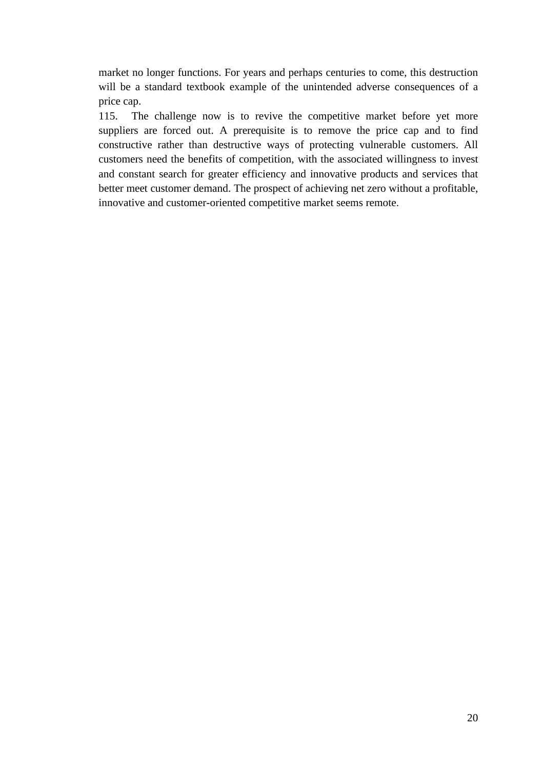market no longer functions. For years and perhaps centuries to come, this destruction will be a standard textbook example of the unintended adverse consequences of a price cap.

115. The challenge now is to revive the competitive market before yet more suppliers are forced out. A prerequisite is to remove the price cap and to find constructive rather than destructive ways of protecting vulnerable customers. All customers need the benefits of competition, with the associated willingness to invest and constant search for greater efficiency and innovative products and services that better meet customer demand. The prospect of achieving net zero without a profitable, innovative and customer-oriented competitive market seems remote.